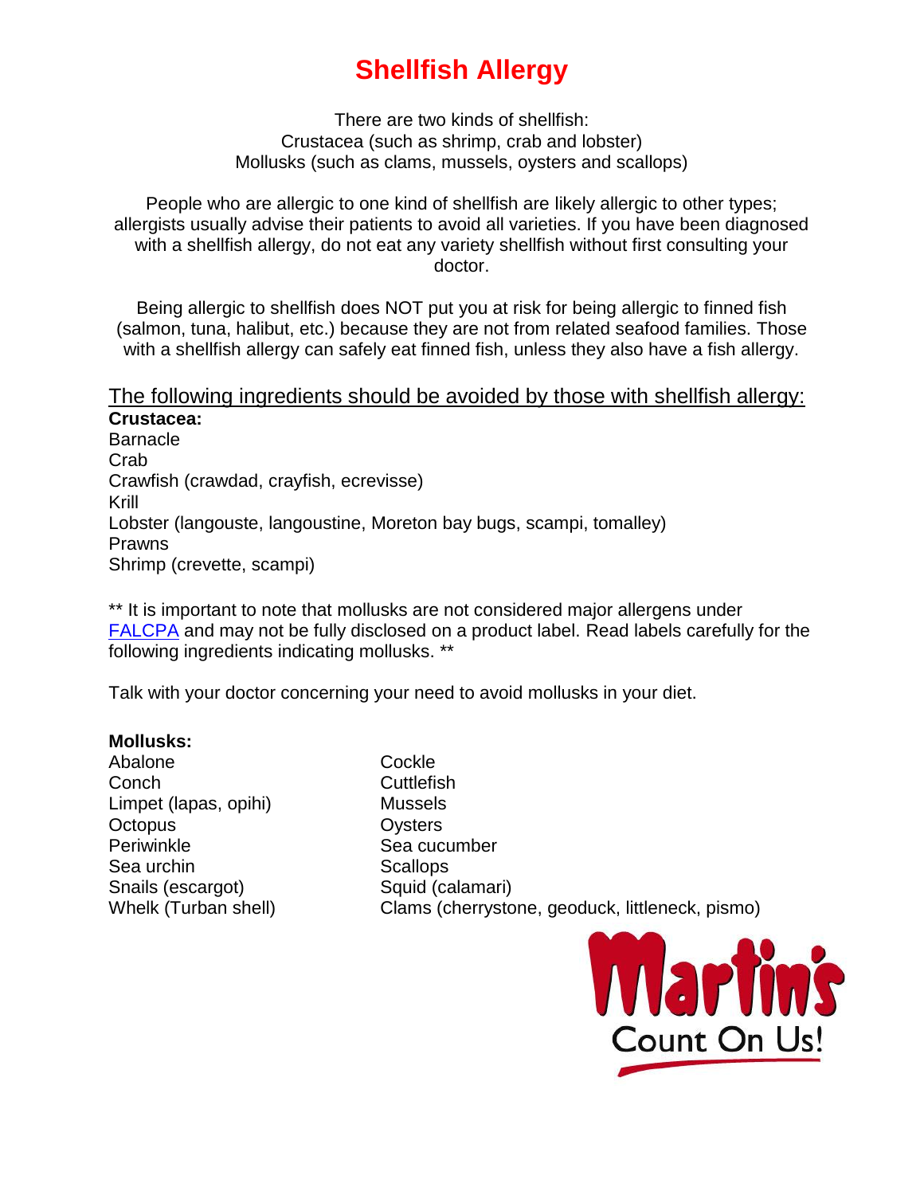# Shellfish Allergy

There are two kinds of shellfish:
Crustacea (such as shrimp, crab and lobster)
Mollusks (such as clams, mussels, oysters and scallops)

People who are allergic to one kind of shellfish are likely allergic to other types; allergists usually advise their patients to avoid all varieties. If you have been diagnosed with a shellfish allergy, do not eat any variety shellfish without first consulting your doctor.

Being allergic to shellfish does NOT put you at risk for being allergic to finned fish (salmon, tuna, halibut, etc.) because they are not from related seafood families. Those with a shellfish allergy can safely eat finned fish, unless they also have a fish allergy.

## The following ingredients should be avoided by those with shellfish allergy:

**Crustacea:**

Barnacle
Crab
Crawfish (crawdad, crayfish, ecrevisse)
Krill
Lobster (langouste, langoustine, Moreton bay bugs, scampi, tomalley)
Prawns
Shrimp (crevette, scampi)

** It is important to note that mollusks are not considered major allergens under FALCPA and may not be fully disclosed on a product label. Read labels carefully for the following ingredients indicating mollusks. **

Talk with your doctor concerning your need to avoid mollusks in your diet.

**Mollusks:**

Abalone
Conch
Limpet (lapas, opihi)
Octopus
Periwinkle
Sea urchin
Snails (escargot)
Whelk (Turban shell)
Cockle
Cuttlefish
Mussels
Oysters
Sea cucumber
Scallops
Squid (calamari)
Clams (cherrystone, geoduck, littleneck, pismo)

Martin's
Count On Us!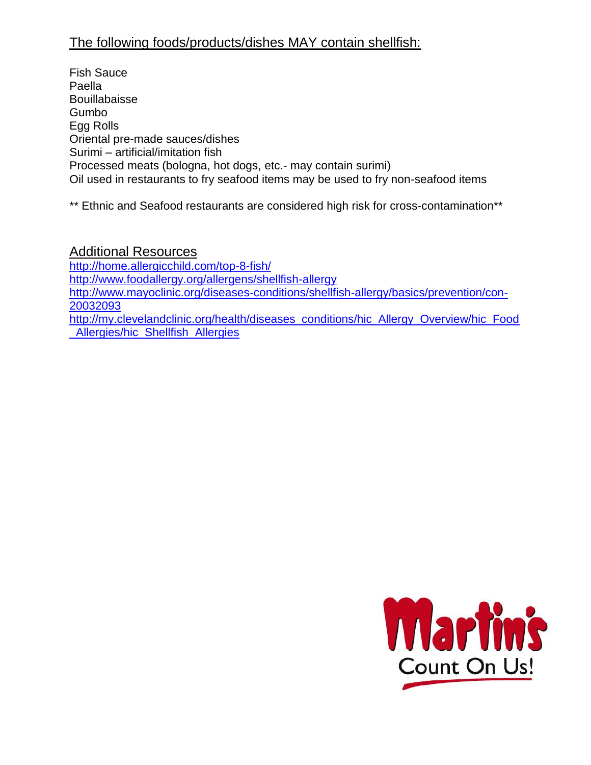## The following foods/products/dishes MAY contain shellfish:

Fish Sauce
Paella
Bouillabaisse
Gumbo
Egg Rolls
Oriental pre-made sauces/dishes
Surimi – artificial/imitation fish
Processed meats (bologna, hot dogs, etc.- may contain surimi)
Oil used in restaurants to fry seafood items may be used to fry non-seafood items

** Ethnic and Seafood restaurants are considered high risk for cross-contamination**

## Additional Resources

http://home.allergicchild.com/top-8-fish/
http://www.foodallergy.org/allergens/shellfish-allergy
http://www.mayoclinic.org/diseases-conditions/shellfish-allergy/basics/prevention/con-20032093
http://my.clevelandclinic.org/health/diseases_conditions/hic_Allergy_Overview/hic_Food_Allergies/hic_Shellfish_Allergies

Martin's
Count On Us!